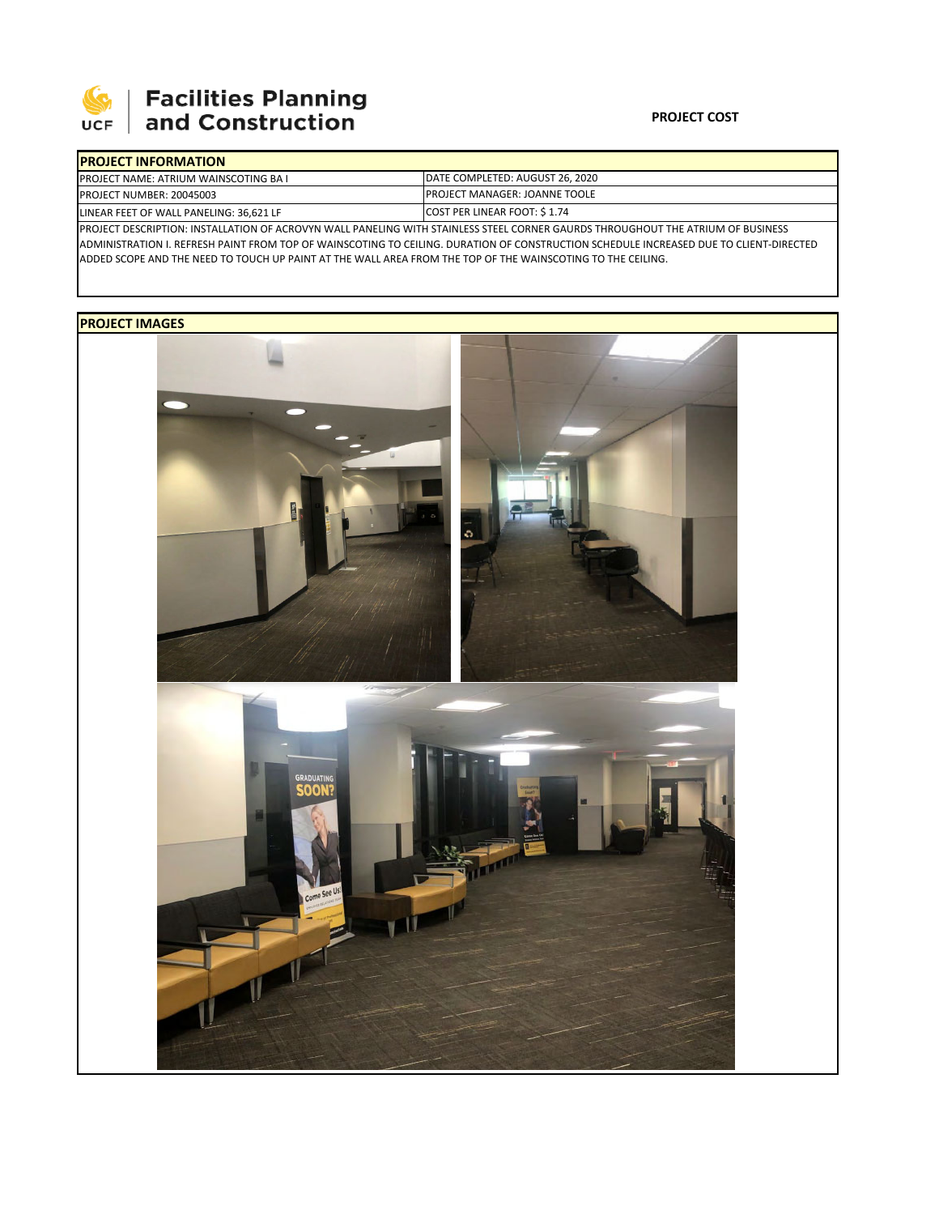# Facilities Planning and Construction

**PROJECT COST**

| PROJECT INFORMATION | |
|---|---|
| PROJECT NAME: ATRIUM WAINSCOTING BA I | DATE COMPLETED: AUGUST 26, 2020 |
| PROJECT NUMBER: 20045003 | PROJECT MANAGER: JOANNE TOOLE |
| LINEAR FEET OF WALL PANELING: 36,621 LF | COST PER LINEAR FOOT: $ 1.74 |

PROJECT DESCRIPTION: INSTALLATION OF ACROVYN WALL PANELING WITH STAINLESS STEEL CORNER GAURDS THROUGHOUT THE ATRIUM OF BUSINESS ADMINISTRATION I. REFRESH PAINT FROM TOP OF WAINSCOTING TO CEILING. DURATION OF CONSTRUCTION SCHEDULE INCREASED DUE TO CLIENT-DIRECTED ADDED SCOPE AND THE NEED TO TOUCH UP PAINT AT THE WALL AREA FROM THE TOP OF THE WAINSCOTING TO THE CEILING.

## PROJECT IMAGES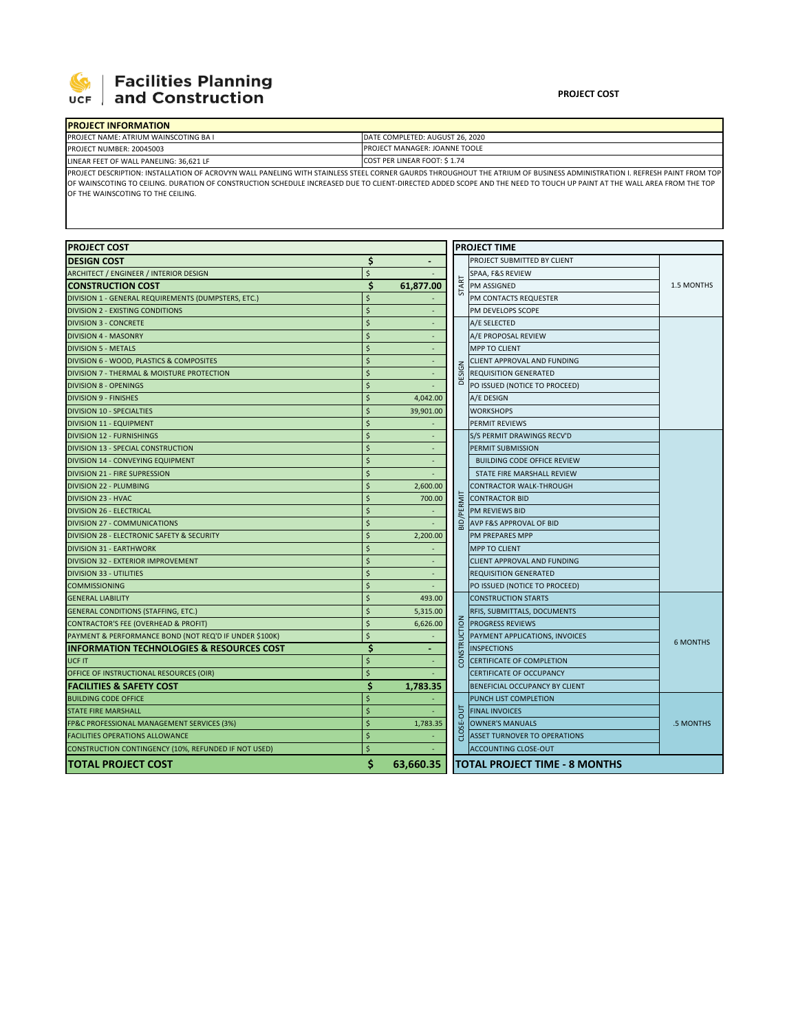Facilities Planning and Construction

**PROJECT COST**

| PROJECT INFORMATION | |
|---|---|
| PROJECT NAME: ATRIUM WAINSCOTING BA I | DATE COMPLETED: AUGUST 26, 2020 |
| PROJECT NUMBER: 20045003 | PROJECT MANAGER: JOANNE TOOLE |
| LINEAR FEET OF WALL PANELING: 36,621 LF | COST PER LINEAR FOOT: $ 1.74 |

PROJECT DESCRIPTION: INSTALLATION OF ACROVYN WALL PANELING WITH STAINLESS STEEL CORNER GAURDS THROUGHOUT THE ATRIUM OF BUSINESS ADMINISTRATION I. REFRESH PAINT FROM TOP OF WAINSCOTING TO CEILING. DURATION OF CONSTRUCTION SCHEDULE INCREASED DUE TO CLIENT-DIRECTED ADDED SCOPE AND THE NEED TO TOUCH UP PAINT AT THE WALL AREA FROM THE TOP OF THE WAINSCOTING TO THE CEILING.

| PROJECT COST | |
|---|---|
| **DESIGN COST** | **$ -** |
| ARCHITECT / ENGINEER / INTERIOR DESIGN | $ - |
| **CONSTRUCTION COST** | **$ 61,877.00** |
| DIVISION 1 - GENERAL REQUIREMENTS (DUMPSTERS, ETC.) | $ - |
| DIVISION 2 - EXISTING CONDITIONS | $ - |
| DIVISION 3 - CONCRETE | $ - |
| DIVISION 4 - MASONRY | $ - |
| DIVISION 5 - METALS | $ - |
| DIVISION 6 - WOOD, PLASTICS & COMPOSITES | $ - |
| DIVISION 7 - THERMAL & MOISTURE PROTECTION | $ - |
| DIVISION 8 - OPENINGS | $ - |
| DIVISION 9 - FINISHES | $ 4,042.00 |
| DIVISION 10 - SPECIALTIES | $ 39,901.00 |
| DIVISION 11 - EQUIPMENT | $ - |
| DIVISION 12 - FURNISHINGS | $ - |
| DIVISION 13 - SPECIAL CONSTRUCTION | $ - |
| DIVISION 14 - CONVEYING EQUIPMENT | $ - |
| DIVISION 21 - FIRE SUPRESSION | $ - |
| DIVISION 22 - PLUMBING | $ 2,600.00 |
| DIVISION 23 - HVAC | $ 700.00 |
| DIVISION 26 - ELECTRICAL | $ - |
| DIVISION 27 - COMMUNICATIONS | $ - |
| DIVISION 28 - ELECTRONIC SAFETY & SECURITY | $ 2,200.00 |
| DIVISION 31 - EARTHWORK | $ - |
| DIVISION 32 - EXTERIOR IMPROVEMENT | $ - |
| DIVISION 33 - UTILITIES | $ - |
| COMMISSIONING | $ - |
| GENERAL LIABILITY | $ 493.00 |
| GENERAL CONDITIONS (STAFFING, ETC.) | $ 5,315.00 |
| CONTRACTOR'S FEE (OVERHEAD & PROFIT) | $ 6,626.00 |
| PAYMENT & PERFORMANCE BOND (NOT REQ'D IF UNDER $100K) | $ - |
| **INFORMATION TECHNOLOGIES & RESOURCES COST** | **$ -** |
| UCF IT | $ - |
| OFFICE OF INSTRUCTIONAL RESOURCES (OIR) | $ - |
| **FACILITIES & SAFETY COST** | **$ 1,783.35** |
| BUILDING CODE OFFICE | $ - |
| STATE FIRE MARSHALL | $ - |
| FP&C PROFESSIONAL MANAGEMENT SERVICES (3%) | $ 1,783.35 |
| FACILITIES OPERATIONS ALLOWANCE | $ - |
| CONSTRUCTION CONTINGENCY (10%, REFUNDED IF NOT USED) | $ - |
| **TOTAL PROJECT COST** | **$ 63,660.35** |

| PROJECT TIME | | |
|---|---|---|
| START | PROJECT SUBMITTED BY CLIENT | 1.5 MONTHS |
| | SPAA, F&S REVIEW | |
| | PM ASSIGNED | |
| | PM CONTACTS REQUESTER | |
| | PM DEVELOPS SCOPE | |
| DESIGN | A/E SELECTED | |
| | A/E PROPOSAL REVIEW | |
| | MPP TO CLIENT | |
| | CLIENT APPROVAL AND FUNDING | |
| | REQUISITION GENERATED | |
| | PO ISSUED (NOTICE TO PROCEED) | |
| | A/E DESIGN | |
| | WORKSHOPS | |
| | PERMIT REVIEWS | |
| BID/PERMIT | S/S PERMIT DRAWINGS RECV'D | |
| | PERMIT SUBMISSION | |
| | BUILDING CODE OFFICE REVIEW | |
| | STATE FIRE MARSHALL REVIEW | |
| | CONTRACTOR WALK-THROUGH | |
| | CONTRACTOR BID | |
| | PM REVIEWS BID | |
| | AVP F&S APPROVAL OF BID | |
| | PM PREPARES MPP | |
| | MPP TO CLIENT | |
| | CLIENT APPROVAL AND FUNDING | |
| | REQUISITION GENERATED | |
| | PO ISSUED (NOTICE TO PROCEED) | |
| CONSTRUCTION | CONSTRUCTION STARTS | 6 MONTHS |
| | RFIS, SUBMITTALS, DOCUMENTS | |
| | PROGRESS REVIEWS | |
| | PAYMENT APPLICATIONS, INVOICES | |
| | INSPECTIONS | |
| | CERTIFICATE OF COMPLETION | |
| | CERTIFICATE OF OCCUPANCY | |
| | BENEFICIAL OCCUPANCY BY CLIENT | |
| CLOSE-OUT | PUNCH LIST COMPLETION | .5 MONTHS |
| | FINAL INVOICES | |
| | OWNER'S MANUALS | |
| | ASSET TURNOVER TO OPERATIONS | |
| | ACCOUNTING CLOSE-OUT | |
| **TOTAL PROJECT TIME - 8 MONTHS** | | |